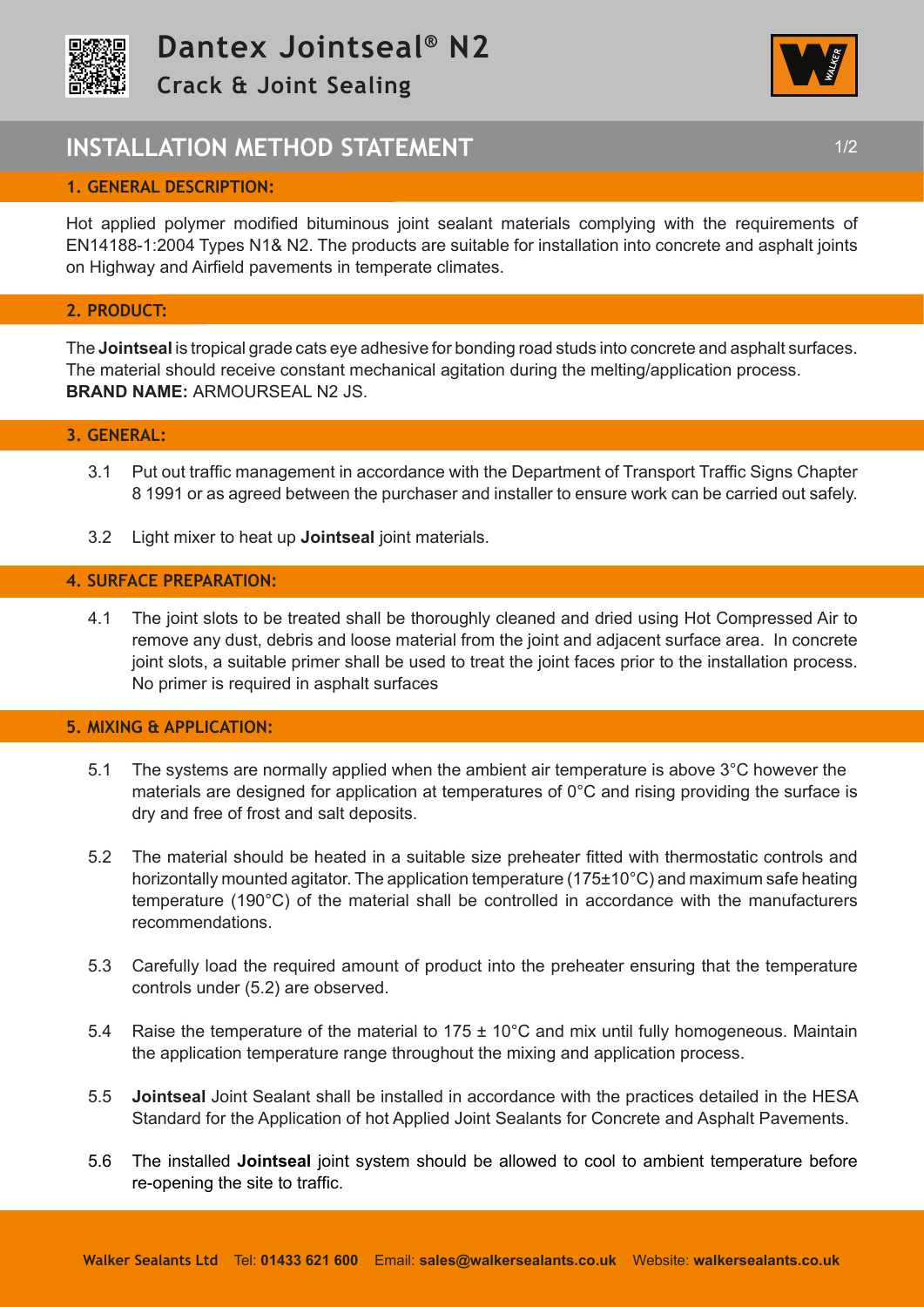# Dantex Jointseal® N2

## Crack & Joint Sealing

## INSTALLATION METHOD STATEMENT

### 1. GENERAL DESCRIPTION:

Hot applied polymer modified bituminous joint sealant materials complying with the requirements of EN14188-1:2004 Types N1& N2. The products are suitable for installation into concrete and asphalt joints on Highway and Airfield pavements in temperate climates.

### 2. PRODUCT:

The **Jointseal** is tropical grade cats eye adhesive for bonding road studs into concrete and asphalt surfaces. The material should receive constant mechanical agitation during the melting/application process.
**BRAND NAME:** ARMOURSEAL N2 JS.

### 3. GENERAL:

3.1 Put out traffic management in accordance with the Department of Transport Traffic Signs Chapter 8 1991 or as agreed between the purchaser and installer to ensure work can be carried out safely.

3.2 Light mixer to heat up **Jointseal** joint materials.

### 4. SURFACE PREPARATION:

4.1 The joint slots to be treated shall be thoroughly cleaned and dried using Hot Compressed Air to remove any dust, debris and loose material from the joint and adjacent surface area. In concrete joint slots, a suitable primer shall be used to treat the joint faces prior to the installation process. No primer is required in asphalt surfaces

### 5. MIXING & APPLICATION:

5.1 The systems are normally applied when the ambient air temperature is above 3°C however the materials are designed for application at temperatures of 0°C and rising providing the surface is dry and free of frost and salt deposits.

5.2 The material should be heated in a suitable size preheater fitted with thermostatic controls and horizontally mounted agitator. The application temperature (175±10°C) and maximum safe heating temperature (190°C) of the material shall be controlled in accordance with the manufacturers recommendations.

5.3 Carefully load the required amount of product into the preheater ensuring that the temperature controls under (5.2) are observed.

5.4 Raise the temperature of the material to 175 ± 10°C and mix until fully homogeneous. Maintain the application temperature range throughout the mixing and application process.

5.5 **Jointseal** Joint Sealant shall be installed in accordance with the practices detailed in the HESA Standard for the Application of hot Applied Joint Sealants for Concrete and Asphalt Pavements.

5.6 The installed **Jointseal** joint system should be allowed to cool to ambient temperature before re-opening the site to traffic.

**Walker Sealants Ltd** Tel: **01433 621 600** Email: **sales@walkersealants.co.uk** Website: **walkersealants.co.uk**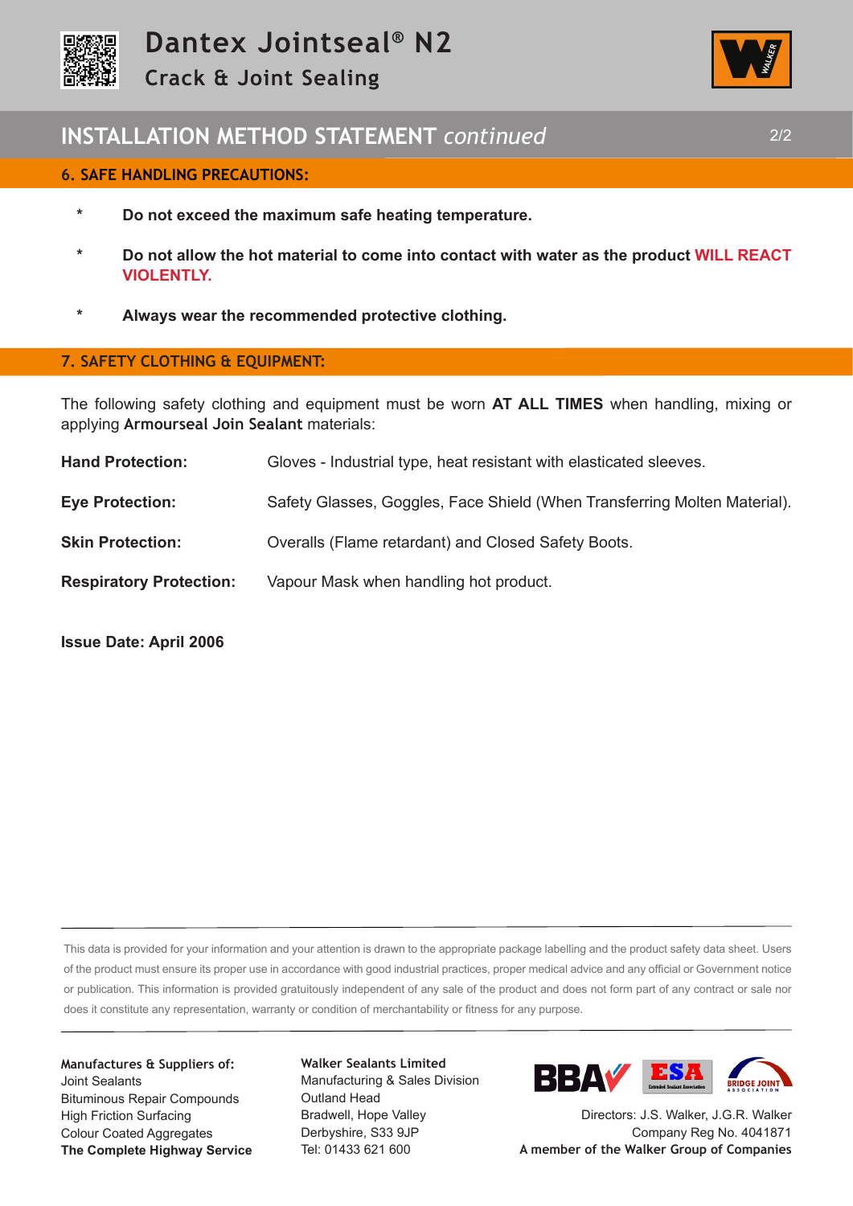# Dantex Jointseal® N2

Crack & Joint Sealing

## INSTALLATION METHOD STATEMENT *continued*

### 6. SAFE HANDLING PRECAUTIONS:

* **Do not exceed the maximum safe heating temperature.**
* **Do not allow the hot material to come into contact with water as the product WILL REACT VIOLENTLY.**
* **Always wear the recommended protective clothing.**

### 7. SAFETY CLOTHING & EQUIPMENT:

The following safety clothing and equipment must be worn **AT ALL TIMES** when handling, mixing or applying **Armourseal Join Sealant** materials:

| | |
|---|---|
| **Hand Protection:** | Gloves - Industrial type, heat resistant with elasticated sleeves. |
| **Eye Protection:** | Safety Glasses, Goggles, Face Shield (When Transferring Molten Material). |
| **Skin Protection:** | Overalls (Flame retardant) and Closed Safety Boots. |
| **Respiratory Protection:** | Vapour Mask when handling hot product. |

**Issue Date: April 2006**

This data is provided for your information and your attention is drawn to the appropriate package labelling and the product safety data sheet. Users of the product must ensure its proper use in accordance with good industrial practices, proper medical advice and any official or Government notice or publication. This information is provided gratuitously independent of any sale of the product and does not form part of any contract or sale nor does it constitute any representation, warranty or condition of merchantability or fitness for any purpose.

**Manufactures & Suppliers of:**
Joint Sealants
Bituminous Repair Compounds
High Friction Surfacing
Colour Coated Aggregates
**The Complete Highway Service**

**Walker Sealants Limited**
Manufacturing & Sales Division
Outland Head
Bradwell, Hope Valley
Derbyshire, S33 9JP
Tel: 01433 621 600

Directors: J.S. Walker, J.G.R. Walker
Company Reg No. 4041871
**A member of the Walker Group of Companies**